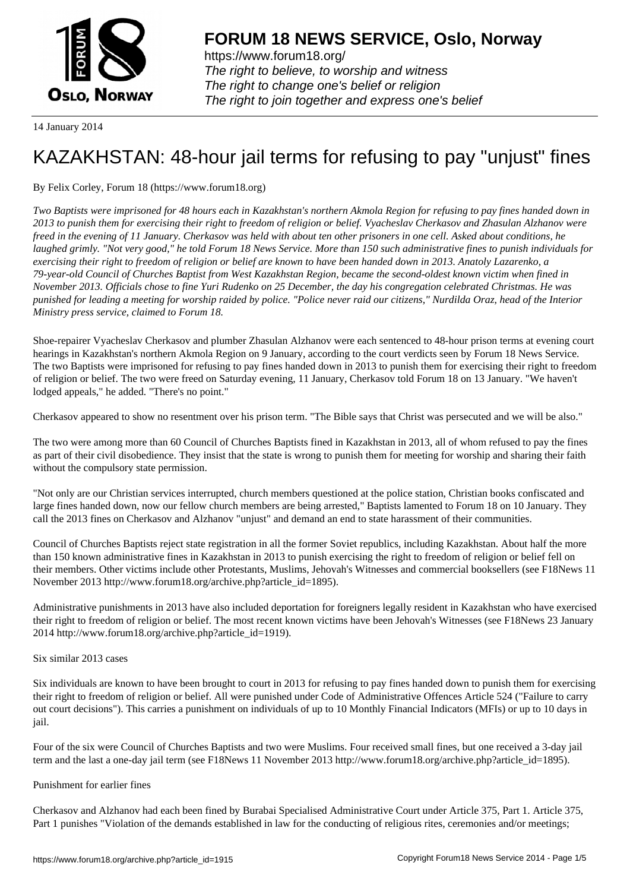# FORUM 18 NEWS SERVICE, Oslo, Norway

https://www.forum18.org/
*The right to believe, to worship and witness*
*The right to change one's belief or religion*
*The right to join together and express one's belief*

14 January 2014

# KAZAKHSTAN: 48-hour jail terms for refusing to pay "unjust" fines

By Felix Corley, Forum 18 (https://www.forum18.org)

*Two Baptists were imprisoned for 48 hours each in Kazakhstan's northern Akmola Region for refusing to pay fines handed down in 2013 to punish them for exercising their right to freedom of religion or belief. Vyacheslav Cherkasov and Zhasulan Alzhanov were freed in the evening of 11 January. Cherkasov was held with about ten other prisoners in one cell. Asked about conditions, he laughed grimly. "Not very good," he told Forum 18 News Service. More than 150 such administrative fines to punish individuals for exercising their right to freedom of religion or belief are known to have been handed down in 2013. Anatoly Lazarenko, a 79-year-old Council of Churches Baptist from West Kazakhstan Region, became the second-oldest known victim when fined in November 2013. Officials chose to fine Yuri Rudenko on 25 December, the day his congregation celebrated Christmas. He was punished for leading a meeting for worship raided by police. "Police never raid our citizens," Nurdilda Oraz, head of the Interior Ministry press service, claimed to Forum 18.*

Shoe-repairer Vyacheslav Cherkasov and plumber Zhasulan Alzhanov were each sentenced to 48-hour prison terms at evening court hearings in Kazakhstan's northern Akmola Region on 9 January, according to the court verdicts seen by Forum 18 News Service. The two Baptists were imprisoned for refusing to pay fines handed down in 2013 to punish them for exercising their right to freedom of religion or belief. The two were freed on Saturday evening, 11 January, Cherkasov told Forum 18 on 13 January. "We haven't lodged appeals," he added. "There's no point."

Cherkasov appeared to show no resentment over his prison term. "The Bible says that Christ was persecuted and we will be also."

The two were among more than 60 Council of Churches Baptists fined in Kazakhstan in 2013, all of whom refused to pay the fines as part of their civil disobedience. They insist that the state is wrong to punish them for meeting for worship and sharing their faith without the compulsory state permission.

"Not only are our Christian services interrupted, church members questioned at the police station, Christian books confiscated and large fines handed down, now our fellow church members are being arrested," Baptists lamented to Forum 18 on 10 January. They call the 2013 fines on Cherkasov and Alzhanov "unjust" and demand an end to state harassment of their communities.

Council of Churches Baptists reject state registration in all the former Soviet republics, including Kazakhstan. About half the more than 150 known administrative fines in Kazakhstan in 2013 to punish exercising the right to freedom of religion or belief fell on their members. Other victims include other Protestants, Muslims, Jehovah's Witnesses and commercial booksellers (see F18News 11 November 2013 http://www.forum18.org/archive.php?article_id=1895).

Administrative punishments in 2013 have also included deportation for foreigners legally resident in Kazakhstan who have exercised their right to freedom of religion or belief. The most recent known victims have been Jehovah's Witnesses (see F18News 23 January 2014 http://www.forum18.org/archive.php?article_id=1919).

Six similar 2013 cases

Six individuals are known to have been brought to court in 2013 for refusing to pay fines handed down to punish them for exercising their right to freedom of religion or belief. All were punished under Code of Administrative Offences Article 524 ("Failure to carry out court decisions"). This carries a punishment on individuals of up to 10 Monthly Financial Indicators (MFIs) or up to 10 days in jail.

Four of the six were Council of Churches Baptists and two were Muslims. Four received small fines, but one received a 3-day jail term and the last a one-day jail term (see F18News 11 November 2013 http://www.forum18.org/archive.php?article_id=1895).

Punishment for earlier fines

Cherkasov and Alzhanov had each been fined by Burabai Specialised Administrative Court under Article 375, Part 1. Article 375, Part 1 punishes "Violation of the demands established in law for the conducting of religious rites, ceremonies and/or meetings;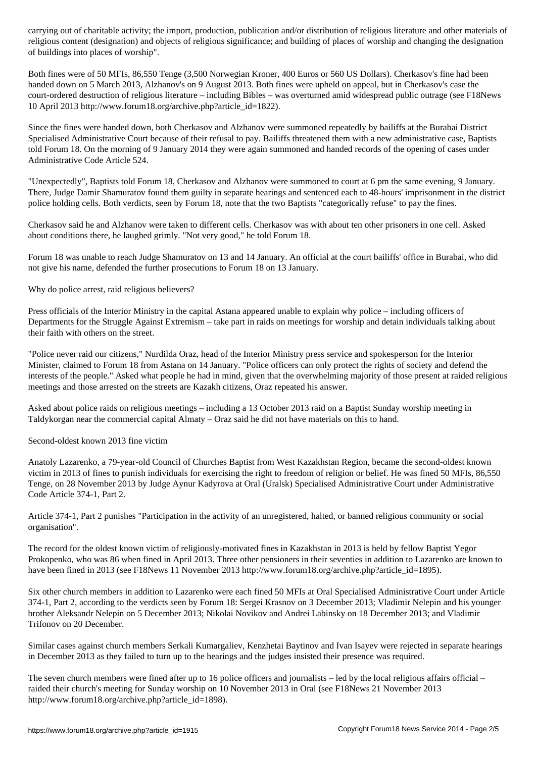carrying out of charitable activity; the import, production, publication and/or distribution of religious literature and other materials of religious content (designation) and objects of religious significance; and building of places of worship and changing the designation of buildings into places of worship".

Both fines were of 50 MFIs, 86,550 Tenge (3,500 Norwegian Kroner, 400 Euros or 560 US Dollars). Cherkasov's fine had been handed down on 5 March 2013, Alzhanov's on 9 August 2013. Both fines were upheld on appeal, but in Cherkasov's case the court-ordered destruction of religious literature – including Bibles – was overturned amid widespread public outrage (see F18News 10 April 2013 http://www.forum18.org/archive.php?article_id=1822).

Since the fines were handed down, both Cherkasov and Alzhanov were summoned repeatedly by bailiffs at the Burabai District Specialised Administrative Court because of their refusal to pay. Bailiffs threatened them with a new administrative case, Baptists told Forum 18. On the morning of 9 January 2014 they were again summoned and handed records of the opening of cases under Administrative Code Article 524.

"Unexpectedly", Baptists told Forum 18, Cherkasov and Alzhanov were summoned to court at 6 pm the same evening, 9 January. There, Judge Damir Shamuratov found them guilty in separate hearings and sentenced each to 48-hours' imprisonment in the district police holding cells. Both verdicts, seen by Forum 18, note that the two Baptists "categorically refuse" to pay the fines.

Cherkasov said he and Alzhanov were taken to different cells. Cherkasov was with about ten other prisoners in one cell. Asked about conditions there, he laughed grimly. "Not very good," he told Forum 18.

Forum 18 was unable to reach Judge Shamuratov on 13 and 14 January. An official at the court bailiffs' office in Burabai, who did not give his name, defended the further prosecutions to Forum 18 on 13 January.

## Why do police arrest, raid religious believers?

Press officials of the Interior Ministry in the capital Astana appeared unable to explain why police – including officers of Departments for the Struggle Against Extremism – take part in raids on meetings for worship and detain individuals talking about their faith with others on the street.

"Police never raid our citizens," Nurdilda Oraz, head of the Interior Ministry press service and spokesperson for the Interior Minister, claimed to Forum 18 from Astana on 14 January. "Police officers can only protect the rights of society and defend the interests of the people." Asked what people he had in mind, given that the overwhelming majority of those present at raided religious meetings and those arrested on the streets are Kazakh citizens, Oraz repeated his answer.

Asked about police raids on religious meetings – including a 13 October 2013 raid on a Baptist Sunday worship meeting in Taldykorgan near the commercial capital Almaty – Oraz said he did not have materials on this to hand.

## Second-oldest known 2013 fine victim

Anatoly Lazarenko, a 79-year-old Council of Churches Baptist from West Kazakhstan Region, became the second-oldest known victim in 2013 of fines to punish individuals for exercising the right to freedom of religion or belief. He was fined 50 MFIs, 86,550 Tenge, on 28 November 2013 by Judge Aynur Kadyrova at Oral (Uralsk) Specialised Administrative Court under Administrative Code Article 374-1, Part 2.

Article 374-1, Part 2 punishes "Participation in the activity of an unregistered, halted, or banned religious community or social organisation".

The record for the oldest known victim of religiously-motivated fines in Kazakhstan in 2013 is held by fellow Baptist Yegor Prokopenko, who was 86 when fined in April 2013. Three other pensioners in their seventies in addition to Lazarenko are known to have been fined in 2013 (see F18News 11 November 2013 http://www.forum18.org/archive.php?article_id=1895).

Six other church members in addition to Lazarenko were each fined 50 MFIs at Oral Specialised Administrative Court under Article 374-1, Part 2, according to the verdicts seen by Forum 18: Sergei Krasnov on 3 December 2013; Vladimir Nelepin and his younger brother Aleksandr Nelepin on 5 December 2013; Nikolai Novikov and Andrei Labinsky on 18 December 2013; and Vladimir Trifonov on 20 December.

Similar cases against church members Serkali Kumargaliev, Kenzhetai Baytinov and Ivan Isayev were rejected in separate hearings in December 2013 as they failed to turn up to the hearings and the judges insisted their presence was required.

The seven church members were fined after up to 16 police officers and journalists – led by the local religious affairs official – raided their church's meeting for Sunday worship on 10 November 2013 in Oral (see F18News 21 November 2013 http://www.forum18.org/archive.php?article_id=1898).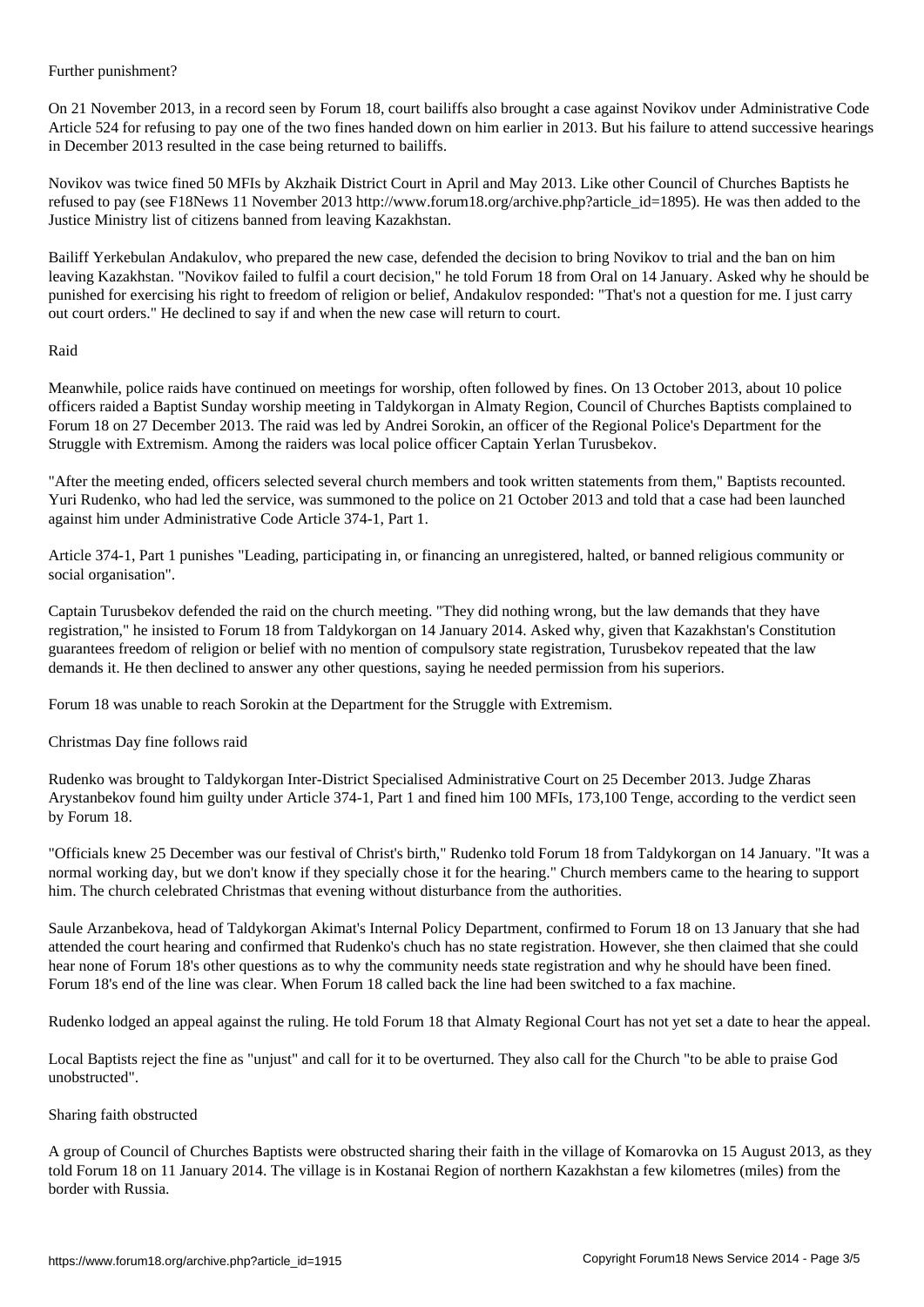## Further punishment?

On 21 November 2013, in a record seen by Forum 18, court bailiffs also brought a case against Novikov under Administrative Code Article 524 for refusing to pay one of the two fines handed down on him earlier in 2013. But his failure to attend successive hearings in December 2013 resulted in the case being returned to bailiffs.

Novikov was twice fined 50 MFIs by Akzhaik District Court in April and May 2013. Like other Council of Churches Baptists he refused to pay (see F18News 11 November 2013 http://www.forum18.org/archive.php?article_id=1895). He was then added to the Justice Ministry list of citizens banned from leaving Kazakhstan.

Bailiff Yerkebulan Andakulov, who prepared the new case, defended the decision to bring Novikov to trial and the ban on him leaving Kazakhstan. "Novikov failed to fulfil a court decision," he told Forum 18 from Oral on 14 January. Asked why he should be punished for exercising his right to freedom of religion or belief, Andakulov responded: "That's not a question for me. I just carry out court orders." He declined to say if and when the new case will return to court.

## Raid

Meanwhile, police raids have continued on meetings for worship, often followed by fines. On 13 October 2013, about 10 police officers raided a Baptist Sunday worship meeting in Taldykorgan in Almaty Region, Council of Churches Baptists complained to Forum 18 on 27 December 2013. The raid was led by Andrei Sorokin, an officer of the Regional Police's Department for the Struggle with Extremism. Among the raiders was local police officer Captain Yerlan Turusbekov.

"After the meeting ended, officers selected several church members and took written statements from them," Baptists recounted. Yuri Rudenko, who had led the service, was summoned to the police on 21 October 2013 and told that a case had been launched against him under Administrative Code Article 374-1, Part 1.

Article 374-1, Part 1 punishes "Leading, participating in, or financing an unregistered, halted, or banned religious community or social organisation".

Captain Turusbekov defended the raid on the church meeting. "They did nothing wrong, but the law demands that they have registration," he insisted to Forum 18 from Taldykorgan on 14 January 2014. Asked why, given that Kazakhstan's Constitution guarantees freedom of religion or belief with no mention of compulsory state registration, Turusbekov repeated that the law demands it. He then declined to answer any other questions, saying he needed permission from his superiors.

Forum 18 was unable to reach Sorokin at the Department for the Struggle with Extremism.

## Christmas Day fine follows raid

Rudenko was brought to Taldykorgan Inter-District Specialised Administrative Court on 25 December 2013. Judge Zharas Arystanbekov found him guilty under Article 374-1, Part 1 and fined him 100 MFIs, 173,100 Tenge, according to the verdict seen by Forum 18.

"Officials knew 25 December was our festival of Christ's birth," Rudenko told Forum 18 from Taldykorgan on 14 January. "It was a normal working day, but we don't know if they specially chose it for the hearing." Church members came to the hearing to support him. The church celebrated Christmas that evening without disturbance from the authorities.

Saule Arzanbekova, head of Taldykorgan Akimat's Internal Policy Department, confirmed to Forum 18 on 13 January that she had attended the court hearing and confirmed that Rudenko's chuch has no state registration. However, she then claimed that she could hear none of Forum 18's other questions as to why the community needs state registration and why he should have been fined. Forum 18's end of the line was clear. When Forum 18 called back the line had been switched to a fax machine.

Rudenko lodged an appeal against the ruling. He told Forum 18 that Almaty Regional Court has not yet set a date to hear the appeal.

Local Baptists reject the fine as "unjust" and call for it to be overturned. They also call for the Church "to be able to praise God unobstructed".

## Sharing faith obstructed

A group of Council of Churches Baptists were obstructed sharing their faith in the village of Komarovka on 15 August 2013, as they told Forum 18 on 11 January 2014. The village is in Kostanai Region of northern Kazakhstan a few kilometres (miles) from the border with Russia.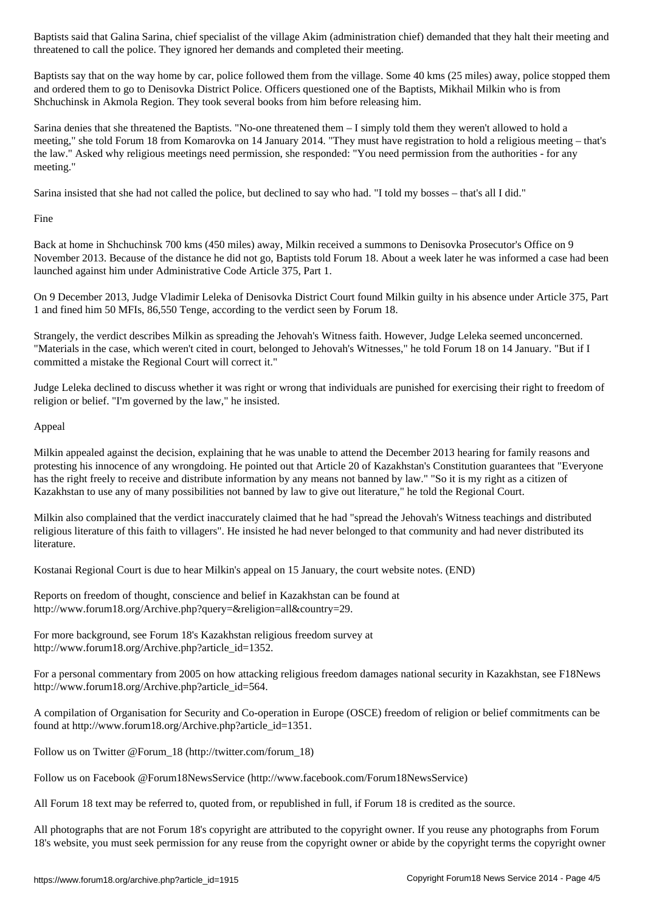Baptists said that Galina Sarina, chief specialist of the village Akim (administration chief) demanded that they halt their meeting and threatened to call the police. They ignored her demands and completed their meeting.

Baptists say that on the way home by car, police followed them from the village. Some 40 kms (25 miles) away, police stopped them and ordered them to go to Denisovka District Police. Officers questioned one of the Baptists, Mikhail Milkin who is from Shchuchinsk in Akmola Region. They took several books from him before releasing him.

Sarina denies that she threatened the Baptists. "No-one threatened them – I simply told them they weren't allowed to hold a meeting," she told Forum 18 from Komarovka on 14 January 2014. "They must have registration to hold a religious meeting – that's the law." Asked why religious meetings need permission, she responded: "You need permission from the authorities - for any meeting."

Sarina insisted that she had not called the police, but declined to say who had. "I told my bosses – that's all I did."

## Fine

Back at home in Shchuchinsk 700 kms (450 miles) away, Milkin received a summons to Denisovka Prosecutor's Office on 9 November 2013. Because of the distance he did not go, Baptists told Forum 18. About a week later he was informed a case had been launched against him under Administrative Code Article 375, Part 1.

On 9 December 2013, Judge Vladimir Leleka of Denisovka District Court found Milkin guilty in his absence under Article 375, Part 1 and fined him 50 MFIs, 86,550 Tenge, according to the verdict seen by Forum 18.

Strangely, the verdict describes Milkin as spreading the Jehovah's Witness faith. However, Judge Leleka seemed unconcerned. "Materials in the case, which weren't cited in court, belonged to Jehovah's Witnesses," he told Forum 18 on 14 January. "But if I committed a mistake the Regional Court will correct it."

Judge Leleka declined to discuss whether it was right or wrong that individuals are punished for exercising their right to freedom of religion or belief. "I'm governed by the law," he insisted.

## Appeal

Milkin appealed against the decision, explaining that he was unable to attend the December 2013 hearing for family reasons and protesting his innocence of any wrongdoing. He pointed out that Article 20 of Kazakhstan's Constitution guarantees that "Everyone has the right freely to receive and distribute information by any means not banned by law." "So it is my right as a citizen of Kazakhstan to use any of many possibilities not banned by law to give out literature," he told the Regional Court.

Milkin also complained that the verdict inaccurately claimed that he had "spread the Jehovah's Witness teachings and distributed religious literature of this faith to villagers". He insisted he had never belonged to that community and had never distributed its literature.

Kostanai Regional Court is due to hear Milkin's appeal on 15 January, the court website notes. (END)

Reports on freedom of thought, conscience and belief in Kazakhstan can be found at http://www.forum18.org/Archive.php?query=&religion=all&country=29.

For more background, see Forum 18's Kazakhstan religious freedom survey at http://www.forum18.org/Archive.php?article_id=1352.

For a personal commentary from 2005 on how attacking religious freedom damages national security in Kazakhstan, see F18News http://www.forum18.org/Archive.php?article_id=564.

A compilation of Organisation for Security and Co-operation in Europe (OSCE) freedom of religion or belief commitments can be found at http://www.forum18.org/Archive.php?article_id=1351.

Follow us on Twitter @Forum_18 (http://twitter.com/forum_18)

Follow us on Facebook @Forum18NewsService (http://www.facebook.com/Forum18NewsService)

All Forum 18 text may be referred to, quoted from, or republished in full, if Forum 18 is credited as the source.

All photographs that are not Forum 18's copyright are attributed to the copyright owner. If you reuse any photographs from Forum 18's website, you must seek permission for any reuse from the copyright owner or abide by the copyright terms the copyright owner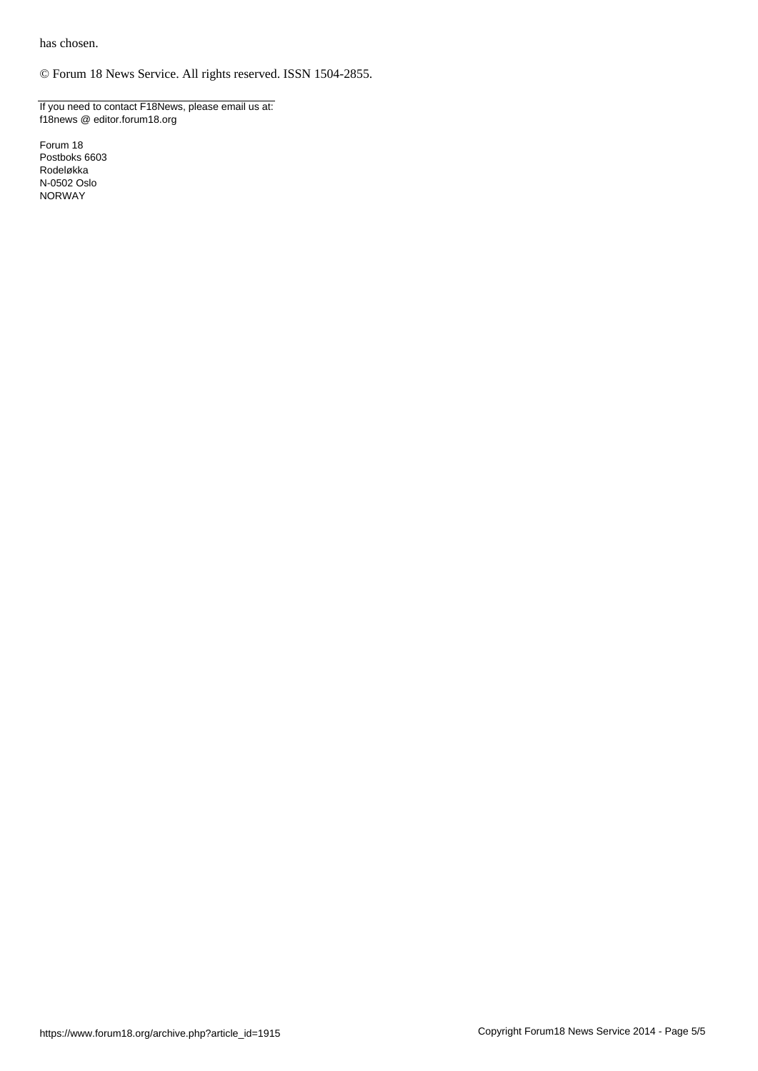has chosen.

© Forum 18 News Service. All rights reserved. ISSN 1504-2855.

If you need to contact F18News, please email us at:
f18news @ editor.forum18.org

Forum 18
Postboks 6603
Rodeløkka
N-0502 Oslo
NORWAY